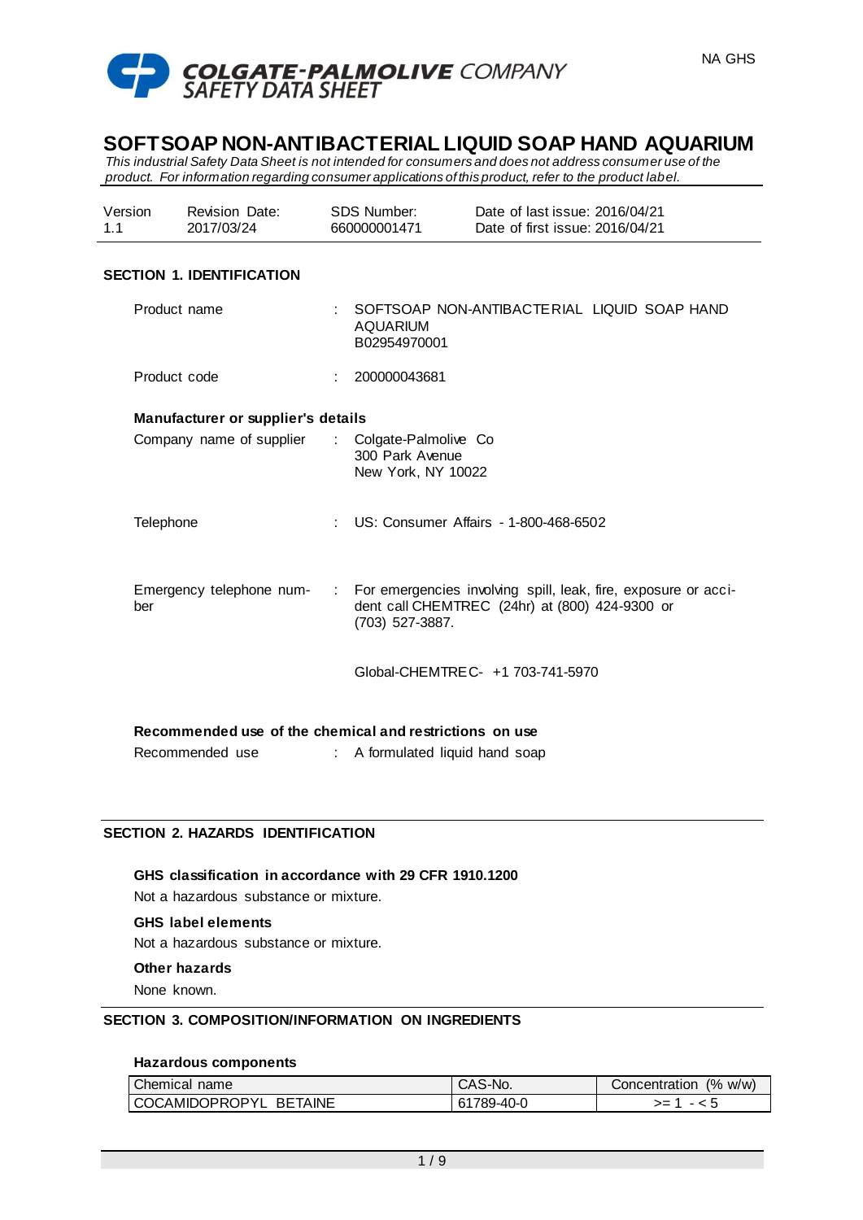COLGATE-PALMOLIVE COMPANY
SAFETY DATA SHEET

NA GHS

# SOFTSOAP NON-ANTIBACTERIAL LIQUID SOAP HAND AQUARIUM

*This industrial Safety Data Sheet is not intended for consumers and does not address consumer use of the product. For information regarding consumer applications of this product, refer to the product label.*

| Version | Revision Date: | SDS Number: | Date of last issue: 2016/04/21 |
|---|---|---|---|
| 1.1 | 2017/03/24 | 660000001471 | Date of first issue: 2016/04/21 |

## SECTION 1. IDENTIFICATION

Product name : SOFTSOAP NON-ANTIBACTERIAL LIQUID SOAP HAND AQUARIUM B02954970001

Product code : 200000043681

**Manufacturer or supplier's details**

Company name of supplier : Colgate-Palmolive Co
300 Park Avenue
New York, NY 10022

Telephone : US: Consumer Affairs - 1-800-468-6502

Emergency telephone number : For emergencies involving spill, leak, fire, exposure or accident call CHEMTREC (24hr) at (800) 424-9300 or (703) 527-3887.

Global-CHEMTREC- +1 703-741-5970

**Recommended use of the chemical and restrictions on use**

Recommended use : A formulated liquid hand soap

## SECTION 2. HAZARDS IDENTIFICATION

**GHS classification in accordance with 29 CFR 1910.1200**

Not a hazardous substance or mixture.

**GHS label elements**

Not a hazardous substance or mixture.

**Other hazards**

None known.

## SECTION 3. COMPOSITION/INFORMATION ON INGREDIENTS

**Hazardous components**

| Chemical name | CAS-No. | Concentration (% w/w) |
|---|---|---|
| COCAMIDOPROPYL BETAINE | 61789-40-0 | >= 1 - < 5 |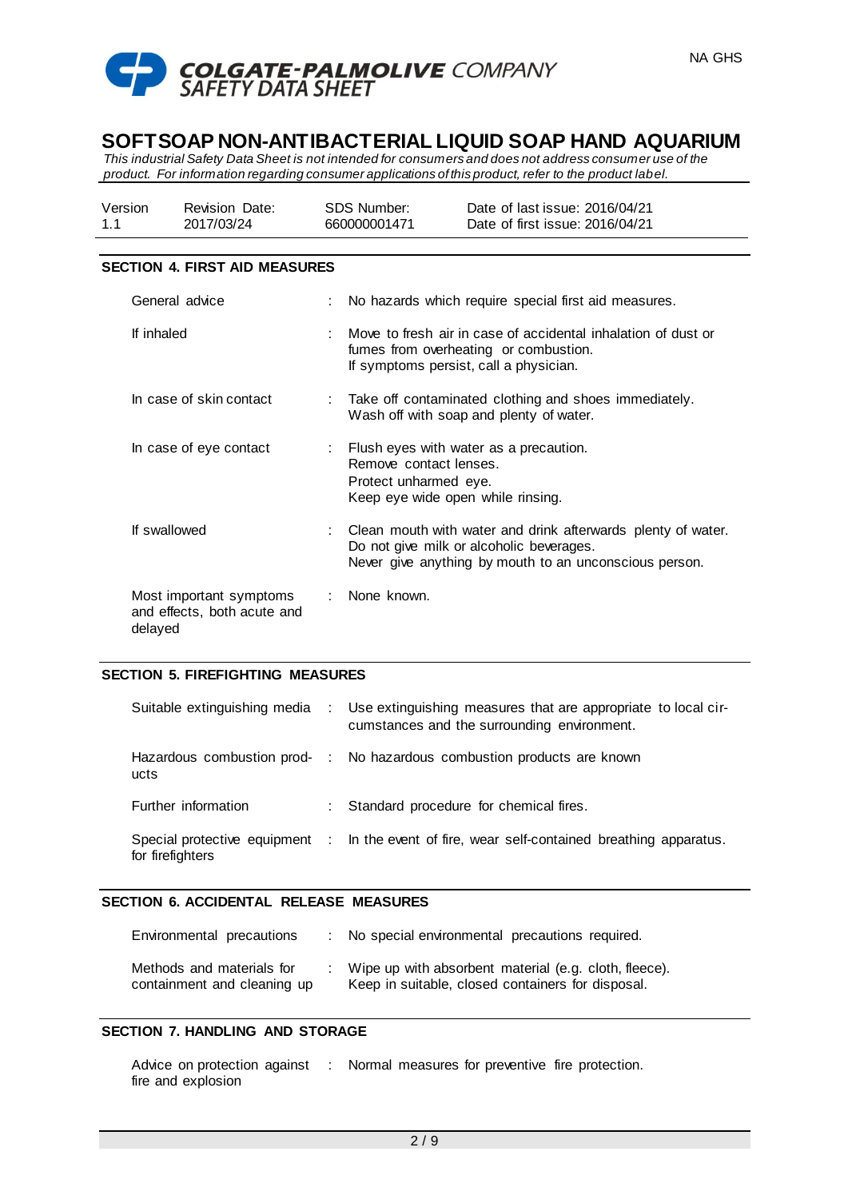# SOFTSOAP NON-ANTIBACTERIAL LIQUID SOAP HAND AQUARIUM

*This industrial Safety Data Sheet is not intended for consumers and does not address consumer use of the product. For information regarding consumer applications of this product, refer to the product label.*

| Version | Revision Date: | SDS Number: | Date of last issue: 2016/04/21 |
|---|---|---|---|
| 1.1 | 2017/03/24 | 660000001471 | Date of first issue: 2016/04/21 |

## SECTION 4. FIRST AID MEASURES

| | | |
|---|---|---|
| General advice | : | No hazards which require special first aid measures. |
| If inhaled | : | Move to fresh air in case of accidental inhalation of dust or fumes from overheating or combustion.<br>If symptoms persist, call a physician. |
| In case of skin contact | : | Take off contaminated clothing and shoes immediately.<br>Wash off with soap and plenty of water. |
| In case of eye contact | : | Flush eyes with water as a precaution.<br>Remove contact lenses.<br>Protect unharmed eye.<br>Keep eye wide open while rinsing. |
| If swallowed | : | Clean mouth with water and drink afterwards plenty of water.<br>Do not give milk or alcoholic beverages.<br>Never give anything by mouth to an unconscious person. |
| Most important symptoms and effects, both acute and delayed | : | None known. |

## SECTION 5. FIREFIGHTING MEASURES

| | | |
|---|---|---|
| Suitable extinguishing media | : | Use extinguishing measures that are appropriate to local circumstances and the surrounding environment. |
| Hazardous combustion products | : | No hazardous combustion products are known |
| Further information | : | Standard procedure for chemical fires. |
| Special protective equipment for firefighters | : | In the event of fire, wear self-contained breathing apparatus. |

## SECTION 6. ACCIDENTAL RELEASE MEASURES

| | | |
|---|---|---|
| Environmental precautions | : | No special environmental precautions required. |
| Methods and materials for containment and cleaning up | : | Wipe up with absorbent material (e.g. cloth, fleece).<br>Keep in suitable, closed containers for disposal. |

## SECTION 7. HANDLING AND STORAGE

| | | |
|---|---|---|
| Advice on protection against fire and explosion | : | Normal measures for preventive fire protection. |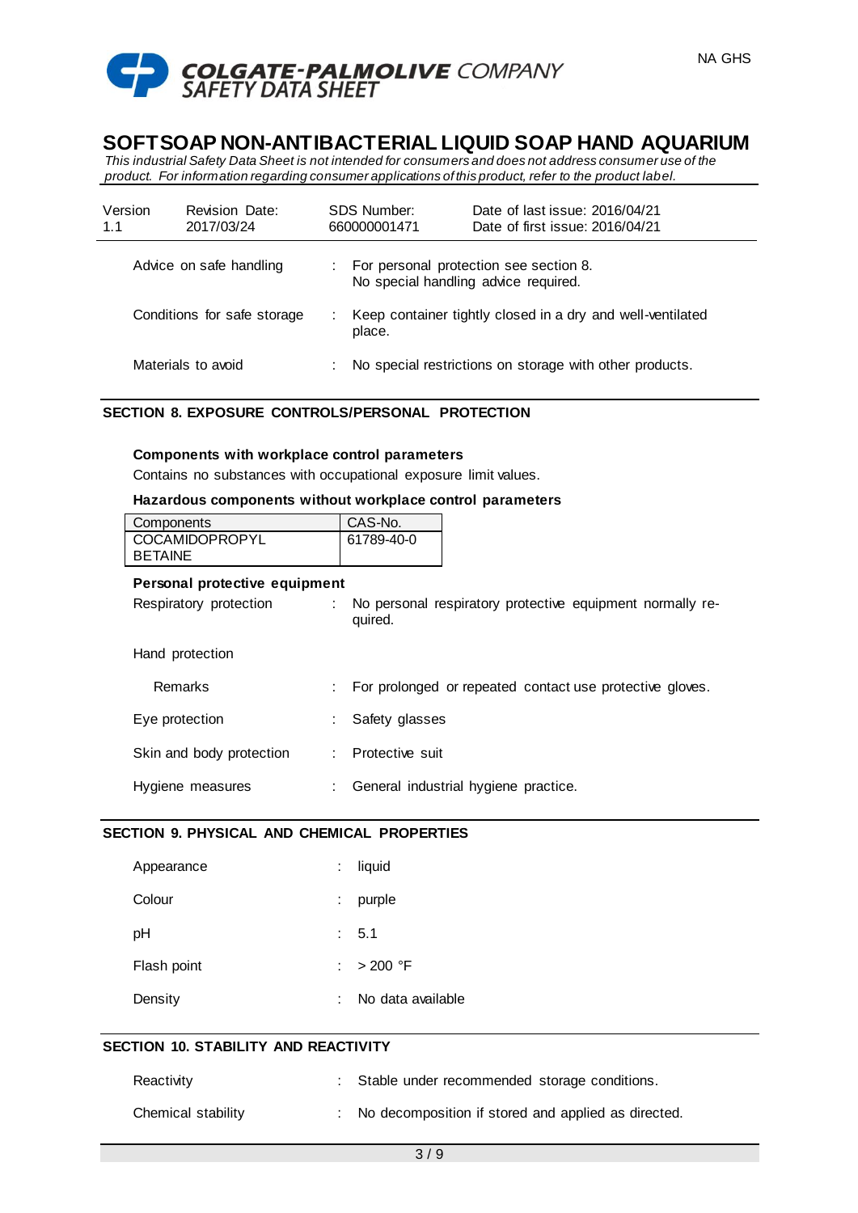| Advice on safe handling | : | For personal protection see section 8. No special handling advice required. |
|---|---|---|
| Conditions for safe storage | : | Keep container tightly closed in a dry and well-ventilated place. |
| Materials to avoid | : | No special restrictions on storage with other products. |

## SECTION 8. EXPOSURE CONTROLS/PERSONAL PROTECTION

**Components with workplace control parameters**

Contains no substances with occupational exposure limit values.

**Hazardous components without workplace control parameters**

| Components | CAS-No. |
|---|---|
| COCAMIDOPROPYL BETAINE | 61789-40-0 |

**Personal protective equipment**

| Respiratory protection | : | No personal respiratory protective equipment normally required. |
|---|---|---|
| Hand protection | | |
| Remarks | : | For prolonged or repeated contact use protective gloves. |
| Eye protection | : | Safety glasses |
| Skin and body protection | : | Protective suit |
| Hygiene measures | : | General industrial hygiene practice. |

## SECTION 9. PHYSICAL AND CHEMICAL PROPERTIES

| Appearance | : | liquid |
|---|---|---|
| Colour | : | purple |
| pH | : | 5.1 |
| Flash point | : | > 200 °F |
| Density | : | No data available |

## SECTION 10. STABILITY AND REACTIVITY

| Reactivity | : | Stable under recommended storage conditions. |
|---|---|---|
| Chemical stability | : | No decomposition if stored and applied as directed. |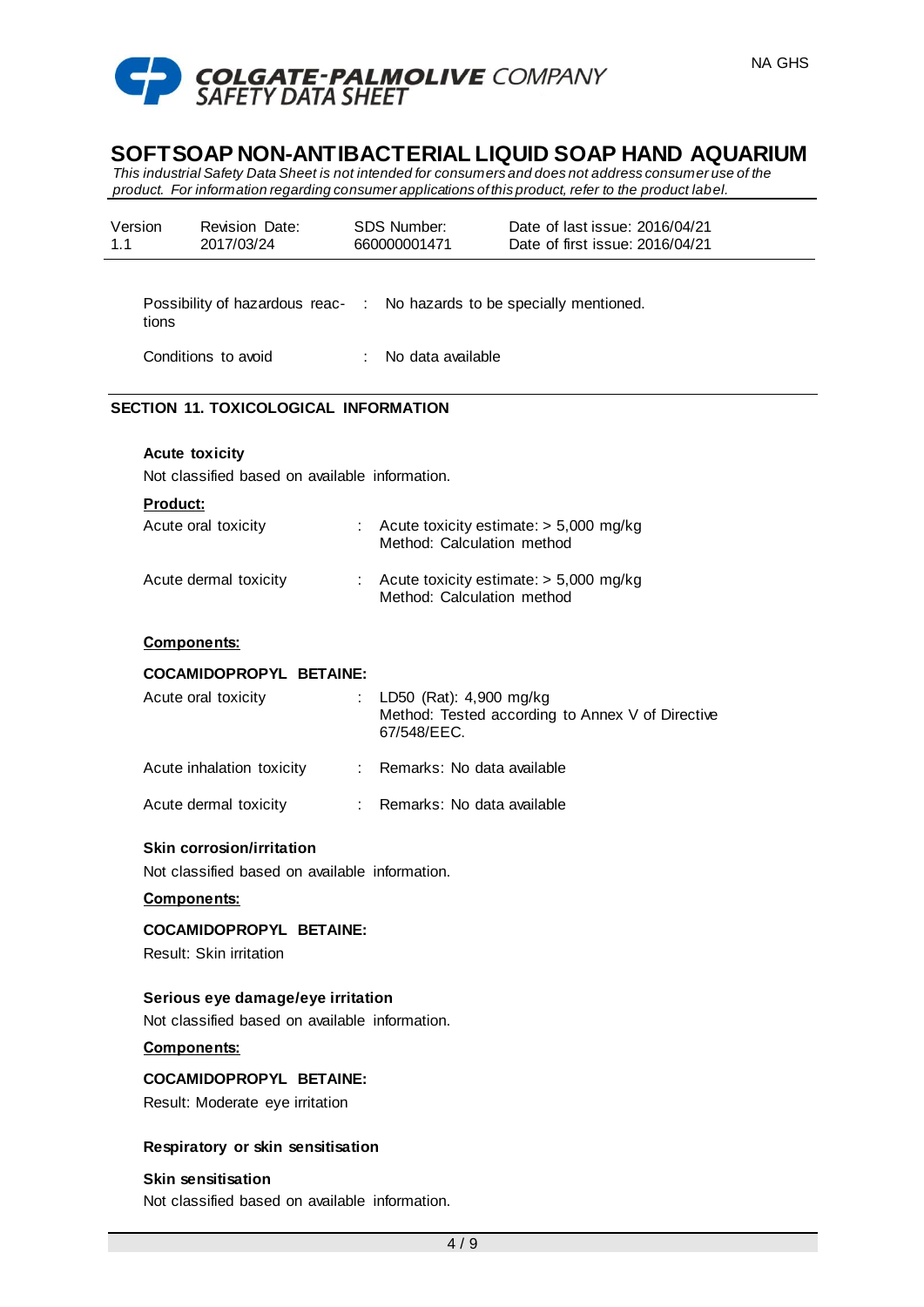Possibility of hazardous reactions : No hazards to be specially mentioned.

Conditions to avoid : No data available

## SECTION 11. TOXICOLOGICAL INFORMATION

**Acute toxicity**

Not classified based on available information.

**Product:**

Acute oral toxicity : Acute toxicity estimate: > 5,000 mg/kg
Method: Calculation method

Acute dermal toxicity : Acute toxicity estimate: > 5,000 mg/kg
Method: Calculation method

**Components:**

**COCAMIDOPROPYL BETAINE:**

Acute oral toxicity : LD50 (Rat): 4,900 mg/kg
Method: Tested according to Annex V of Directive 67/548/EEC.

Acute inhalation toxicity : Remarks: No data available

Acute dermal toxicity : Remarks: No data available

**Skin corrosion/irritation**

Not classified based on available information.

**Components:**

**COCAMIDOPROPYL BETAINE:**

Result: Skin irritation

**Serious eye damage/eye irritation**

Not classified based on available information.

**Components:**

**COCAMIDOPROPYL BETAINE:**

Result: Moderate eye irritation

**Respiratory or skin sensitisation**

**Skin sensitisation**

Not classified based on available information.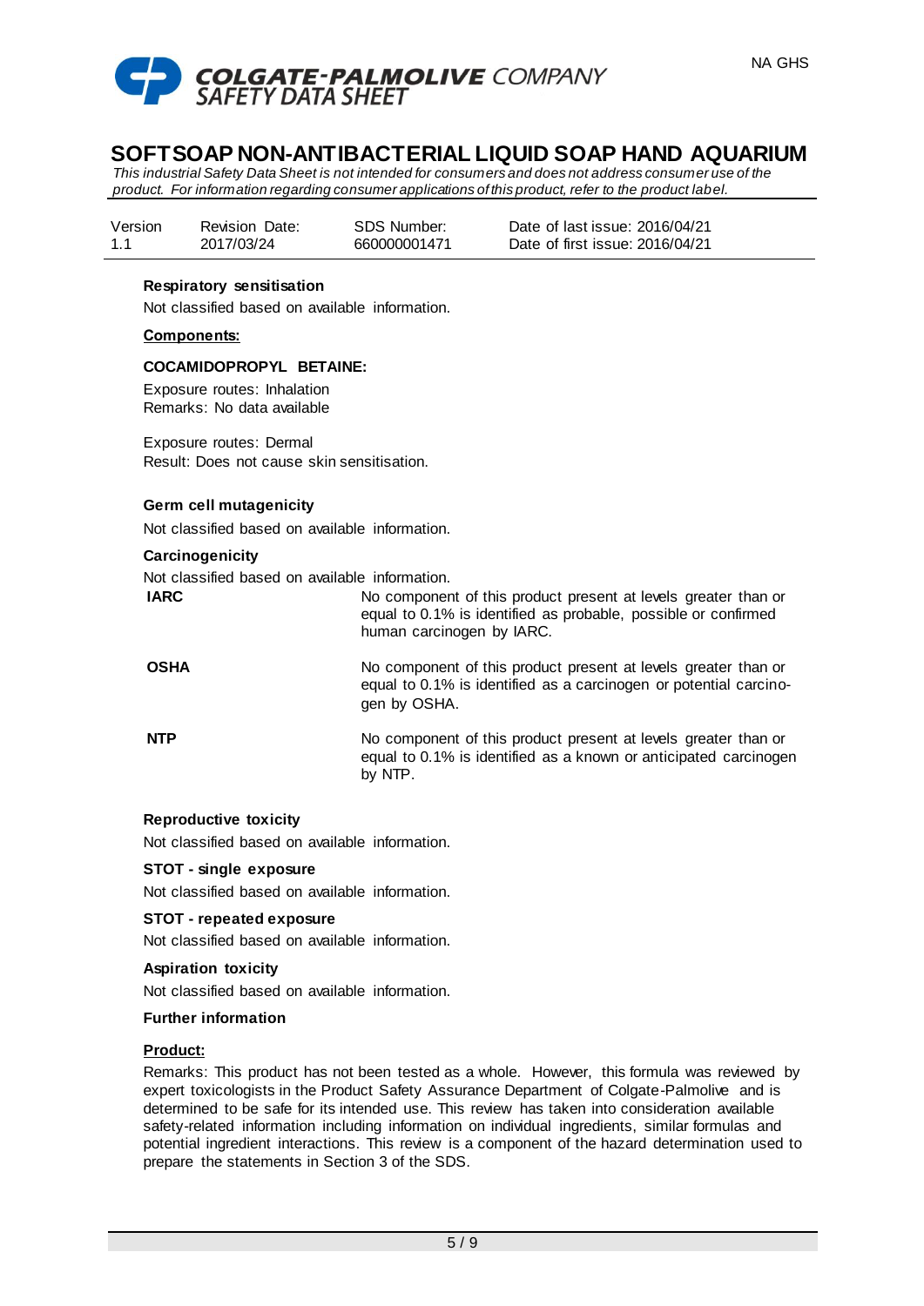# SOFTSOAP NON-ANTIBACTERIAL LIQUID SOAP HAND AQUARIUM

*This industrial Safety Data Sheet is not intended for consumers and does not address consumer use of the product. For information regarding consumer applications of this product, refer to the product label.*

| Version | Revision Date: | SDS Number: | Date of last issue: 2016/04/21 |
|---|---|---|---|
| 1.1 | 2017/03/24 | 660000001471 | Date of first issue: 2016/04/21 |

**Respiratory sensitisation**

Not classified based on available information.

**Components:**

**COCAMIDOPROPYL BETAINE:**

Exposure routes: Inhalation
Remarks: No data available

Exposure routes: Dermal
Result: Does not cause skin sensitisation.

**Germ cell mutagenicity**

Not classified based on available information.

**Carcinogenicity**

Not classified based on available information.

| | |
|---|---|
| **IARC** | No component of this product present at levels greater than or equal to 0.1% is identified as probable, possible or confirmed human carcinogen by IARC. |
| **OSHA** | No component of this product present at levels greater than or equal to 0.1% is identified as a carcinogen or potential carcinogen by OSHA. |
| **NTP** | No component of this product present at levels greater than or equal to 0.1% is identified as a known or anticipated carcinogen by NTP. |

**Reproductive toxicity**

Not classified based on available information.

**STOT - single exposure**

Not classified based on available information.

**STOT - repeated exposure**

Not classified based on available information.

**Aspiration toxicity**

Not classified based on available information.

**Further information**

**Product:**

Remarks: This product has not been tested as a whole. However, this formula was reviewed by expert toxicologists in the Product Safety Assurance Department of Colgate-Palmolive and is determined to be safe for its intended use. This review has taken into consideration available safety-related information including information on individual ingredients, similar formulas and potential ingredient interactions. This review is a component of the hazard determination used to prepare the statements in Section 3 of the SDS.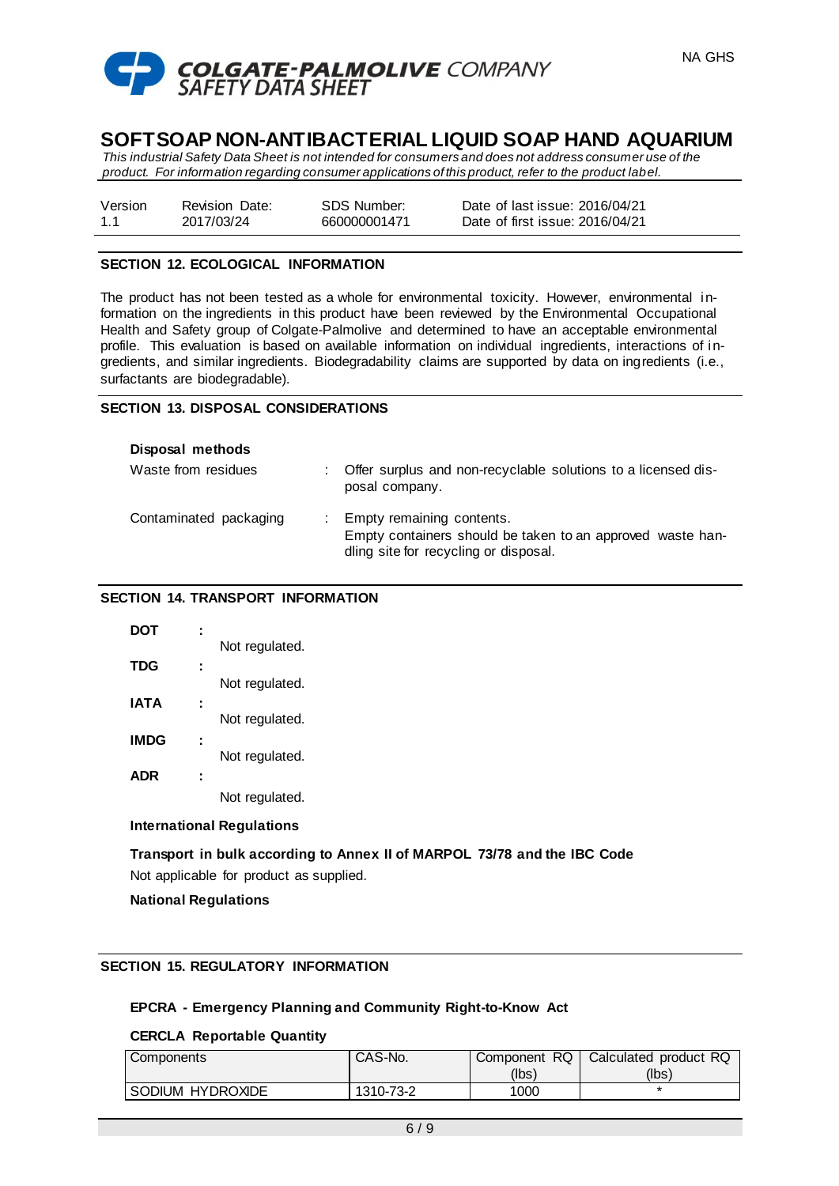## SECTION 12. ECOLOGICAL INFORMATION

The product has not been tested as a whole for environmental toxicity. However, environmental information on the ingredients in this product have been reviewed by the Environmental Occupational Health and Safety group of Colgate-Palmolive and determined to have an acceptable environmental profile. This evaluation is based on available information on individual ingredients, interactions of ingredients, and similar ingredients. Biodegradability claims are supported by data on ingredients (i.e., surfactants are biodegradable).

## SECTION 13. DISPOSAL CONSIDERATIONS

**Disposal methods**

Waste from residues : Offer surplus and non-recyclable solutions to a licensed disposal company.

Contaminated packaging : Empty remaining contents.
Empty containers should be taken to an approved waste handling site for recycling or disposal.

## SECTION 14. TRANSPORT INFORMATION

**DOT** : Not regulated.

**TDG** : Not regulated.

**IATA** : Not regulated.

**IMDG** : Not regulated.

**ADR** : Not regulated.

**International Regulations**

**Transport in bulk according to Annex II of MARPOL 73/78 and the IBC Code**

Not applicable for product as supplied.

**National Regulations**

## SECTION 15. REGULATORY INFORMATION

**EPCRA - Emergency Planning and Community Right-to-Know Act**

**CERCLA Reportable Quantity**

| Components | CAS-No. | Component RQ (lbs) | Calculated product RQ (lbs) |
|---|---|---|---|
| SODIUM HYDROXIDE | 1310-73-2 | 1000 | * |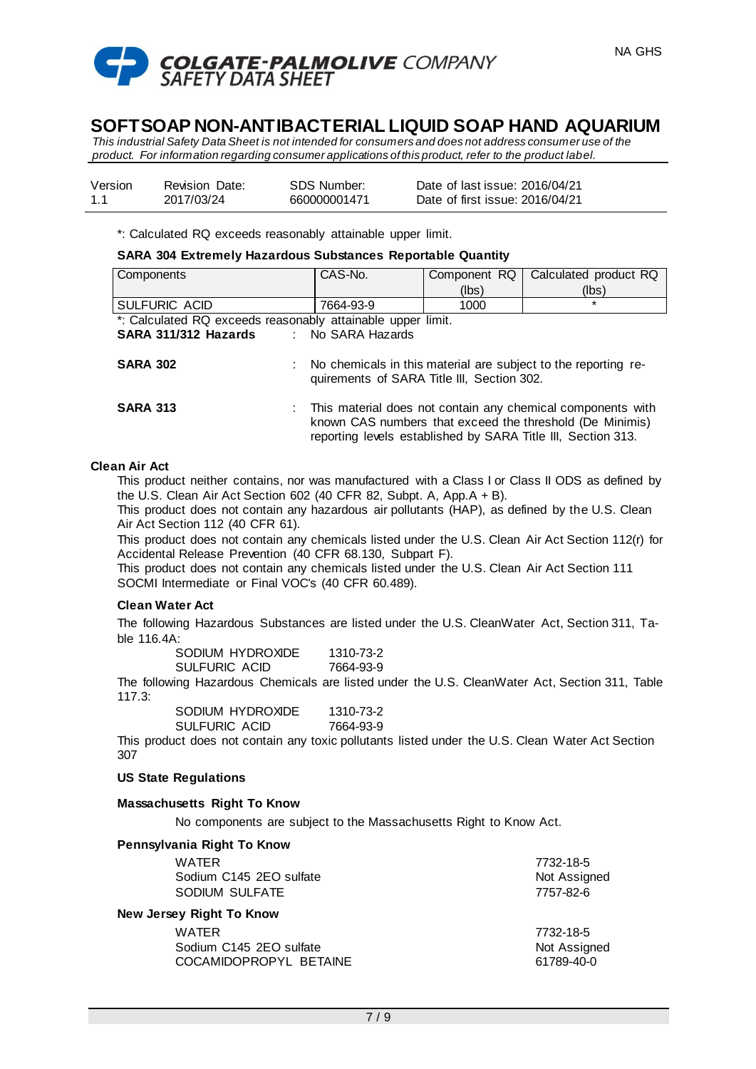# SOFTSOAP NON-ANTIBACTERIAL LIQUID SOAP HAND AQUARIUM

*This industrial Safety Data Sheet is not intended for consumers and does not address consumer use of the product. For information regarding consumer applications of this product, refer to the product label.*

| Version | Revision Date: | SDS Number: | Date of last issue: 2016/04/21 |
|---|---|---|---|
| 1.1 | 2017/03/24 | 660000001471 | Date of first issue: 2016/04/21 |

*: Calculated RQ exceeds reasonably attainable upper limit.

**SARA 304 Extremely Hazardous Substances Reportable Quantity**

| Components | CAS-No. | Component RQ (lbs) | Calculated product RQ (lbs) |
|---|---|---|---|
| SULFURIC ACID | 7664-93-9 | 1000 | * |

*: Calculated RQ exceeds reasonably attainable upper limit.

**SARA 311/312 Hazards** : No SARA Hazards

**SARA 302** : No chemicals in this material are subject to the reporting requirements of SARA Title III, Section 302.

**SARA 313** : This material does not contain any chemical components with known CAS numbers that exceed the threshold (De Minimis) reporting levels established by SARA Title III, Section 313.

**Clean Air Act**

This product neither contains, nor was manufactured with a Class I or Class II ODS as defined by the U.S. Clean Air Act Section 602 (40 CFR 82, Subpt. A, App.A + B).

This product does not contain any hazardous air pollutants (HAP), as defined by the U.S. Clean Air Act Section 112 (40 CFR 61).

This product does not contain any chemicals listed under the U.S. Clean Air Act Section 112(r) for Accidental Release Prevention (40 CFR 68.130, Subpart F).

This product does not contain any chemicals listed under the U.S. Clean Air Act Section 111 SOCMI Intermediate or Final VOC's (40 CFR 60.489).

**Clean Water Act**

The following Hazardous Substances are listed under the U.S. CleanWater Act, Section 311, Table 116.4A:

SODIUM HYDROXIDE 1310-73-2
SULFURIC ACID 7664-93-9

The following Hazardous Chemicals are listed under the U.S. CleanWater Act, Section 311, Table 117.3:

SODIUM HYDROXIDE 1310-73-2
SULFURIC ACID 7664-93-9

This product does not contain any toxic pollutants listed under the U.S. Clean Water Act Section 307

**US State Regulations**

**Massachusetts Right To Know**

No components are subject to the Massachusetts Right to Know Act.

**Pennsylvania Right To Know**

| | |
|---|---|
| WATER | 7732-18-5 |
| Sodium C145 2EO sulfate | Not Assigned |
| SODIUM SULFATE | 7757-82-6 |

**New Jersey Right To Know**

| | |
|---|---|
| WATER | 7732-18-5 |
| Sodium C145 2EO sulfate | Not Assigned |
| COCAMIDOPROPYL BETAINE | 61789-40-0 |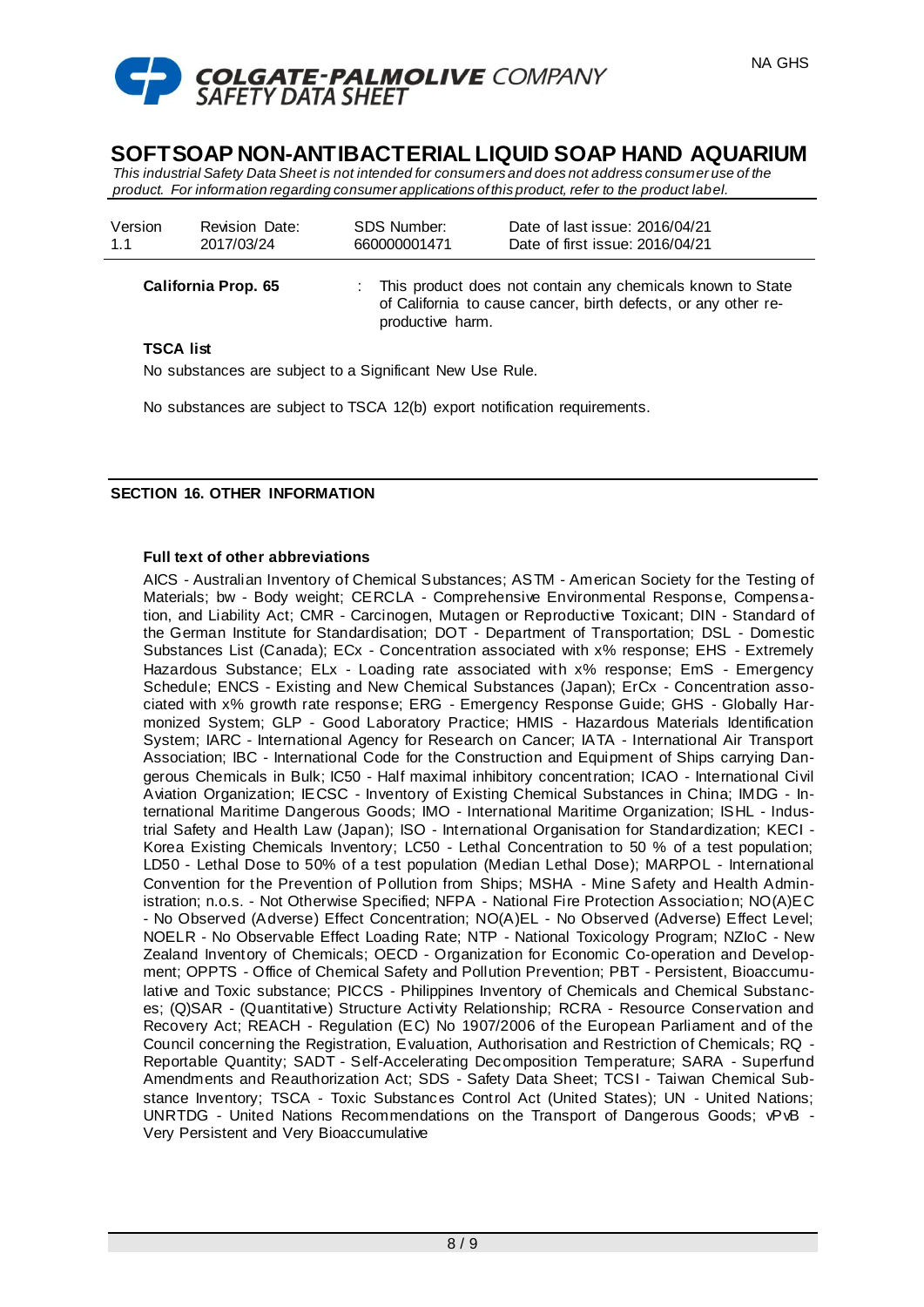## SOFTSOAP NON-ANTIBACTERIAL LIQUID SOAP HAND AQUARIUM

*This industrial Safety Data Sheet is not intended for consumers and does not address consumer use of the product. For information regarding consumer applications of this product, refer to the product label.*

| Version | Revision Date: | SDS Number: | Date of last issue: 2016/04/21 |
|---|---|---|---|
| 1.1 | 2017/03/24 | 660000001471 | Date of first issue: 2016/04/21 |

**California Prop. 65** : This product does not contain any chemicals known to State of California to cause cancer, birth defects, or any other reproductive harm.

**TSCA list**

No substances are subject to a Significant New Use Rule.

No substances are subject to TSCA 12(b) export notification requirements.

### SECTION 16. OTHER INFORMATION

**Full text of other abbreviations**

AICS - Australian Inventory of Chemical Substances; ASTM - American Society for the Testing of Materials; bw - Body weight; CERCLA - Comprehensive Environmental Response, Compensation, and Liability Act; CMR - Carcinogen, Mutagen or Reproductive Toxicant; DIN - Standard of the German Institute for Standardisation; DOT - Department of Transportation; DSL - Domestic Substances List (Canada); ECx - Concentration associated with x% response; EHS - Extremely Hazardous Substance; ELx - Loading rate associated with x% response; EmS - Emergency Schedule; ENCS - Existing and New Chemical Substances (Japan); ErCx - Concentration associated with x% growth rate response; ERG - Emergency Response Guide; GHS - Globally Harmonized System; GLP - Good Laboratory Practice; HMIS - Hazardous Materials Identification System; IARC - International Agency for Research on Cancer; IATA - International Air Transport Association; IBC - International Code for the Construction and Equipment of Ships carrying Dangerous Chemicals in Bulk; IC50 - Half maximal inhibitory concentration; ICAO - International Civil Aviation Organization; IECSC - Inventory of Existing Chemical Substances in China; IMDG - International Maritime Dangerous Goods; IMO - International Maritime Organization; ISHL - Industrial Safety and Health Law (Japan); ISO - International Organisation for Standardization; KECI - Korea Existing Chemicals Inventory; LC50 - Lethal Concentration to 50 % of a test population; LD50 - Lethal Dose to 50% of a test population (Median Lethal Dose); MARPOL - International Convention for the Prevention of Pollution from Ships; MSHA - Mine Safety and Health Administration; n.o.s. - Not Otherwise Specified; NFPA - National Fire Protection Association; NO(A)EC - No Observed (Adverse) Effect Concentration; NO(A)EL - No Observed (Adverse) Effect Level; NOELR - No Observable Effect Loading Rate; NTP - National Toxicology Program; NZIoC - New Zealand Inventory of Chemicals; OECD - Organization for Economic Co-operation and Development; OPPTS - Office of Chemical Safety and Pollution Prevention; PBT - Persistent, Bioaccumulative and Toxic substance; PICCS - Philippines Inventory of Chemicals and Chemical Substances; (Q)SAR - (Quantitative) Structure Activity Relationship; RCRA - Resource Conservation and Recovery Act; REACH - Regulation (EC) No 1907/2006 of the European Parliament and of the Council concerning the Registration, Evaluation, Authorisation and Restriction of Chemicals; RQ - Reportable Quantity; SADT - Self-Accelerating Decomposition Temperature; SARA - Superfund Amendments and Reauthorization Act; SDS - Safety Data Sheet; TCSI - Taiwan Chemical Substance Inventory; TSCA - Toxic Substances Control Act (United States); UN - United Nations; UNRTDG - United Nations Recommendations on the Transport of Dangerous Goods; vPvB - Very Persistent and Very Bioaccumulative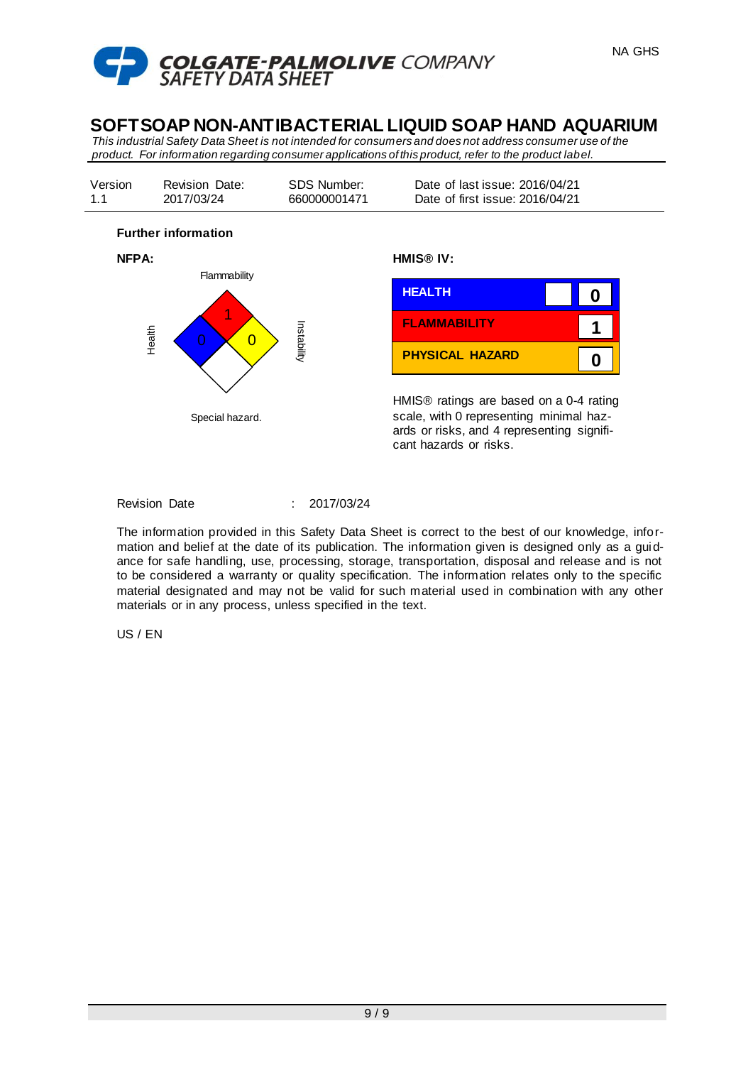# SOFTSOAP NON-ANTIBACTERIAL LIQUID SOAP HAND AQUARIUM

*This industrial Safety Data Sheet is not intended for consumers and does not address consumer use of the product. For information regarding consumer applications of this product, refer to the product label.*

| Version | Revision Date: | SDS Number: | Date of last issue: 2016/04/21 |
|---|---|---|---|
| 1.1 | 2017/03/24 | 660000001471 | Date of first issue: 2016/04/21 |

### Further information

**NFPA:**

Flammability

Health

Instability

1

0

0

Special hazard.

**HMIS® IV:**

| | |
|---|---|
| HEALTH | 0 |
| FLAMMABILITY | 1 |
| PHYSICAL HAZARD | 0 |

HMIS® ratings are based on a 0-4 rating scale, with 0 representing minimal hazards or risks, and 4 representing significant hazards or risks.

Revision Date : 2017/03/24

The information provided in this Safety Data Sheet is correct to the best of our knowledge, information and belief at the date of its publication. The information given is designed only as a guidance for safe handling, use, processing, storage, transportation, disposal and release and is not to be considered a warranty or quality specification. The information relates only to the specific material designated and may not be valid for such material used in combination with any other materials or in any process, unless specified in the text.

US / EN